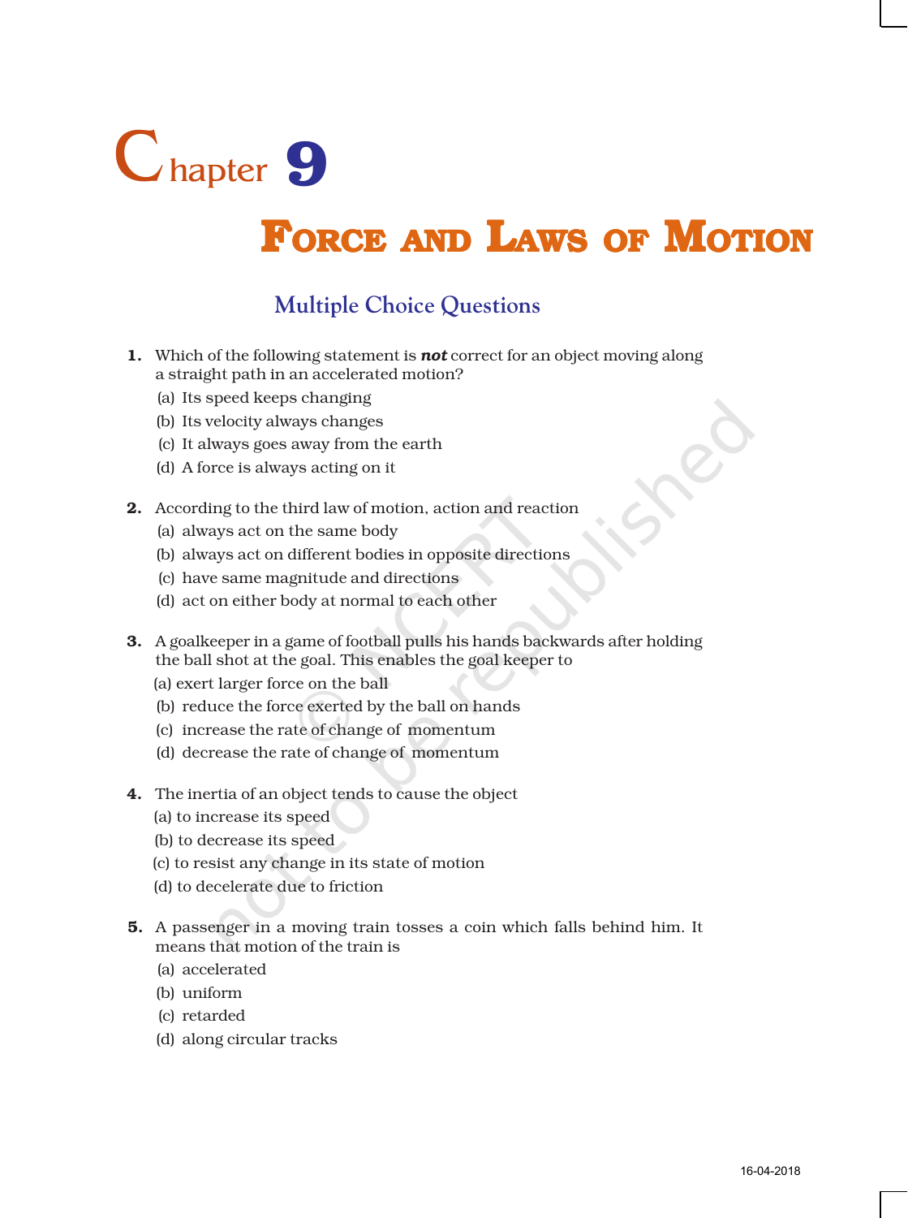# Chapter 9

# FORCE AND LAWS OF MOTION

## Multiple Choice Questions

**1.** Which of the following statement is ***not*** correct for an object moving along a straight path in an accelerated motion?

(a) Its speed keeps changing
(b) Its velocity always changes
(c) It always goes away from the earth
(d) A force is always acting on it

**2.** According to the third law of motion, action and reaction

(a) always act on the same body
(b) always act on different bodies in opposite directions
(c) have same magnitude and directions
(d) act on either body at normal to each other

**3.** A goalkeeper in a game of football pulls his hands backwards after holding the ball shot at the goal. This enables the goal keeper to

(a) exert larger force on the ball
(b) reduce the force exerted by the ball on hands
(c) increase the rate of change of momentum
(d) decrease the rate of change of momentum

**4.** The inertia of an object tends to cause the object

(a) to increase its speed
(b) to decrease its speed
(c) to resist any change in its state of motion
(d) to decelerate due to friction

**5.** A passenger in a moving train tosses a coin which falls behind him. It means that motion of the train is

(a) accelerated
(b) uniform
(c) retarded
(d) along circular tracks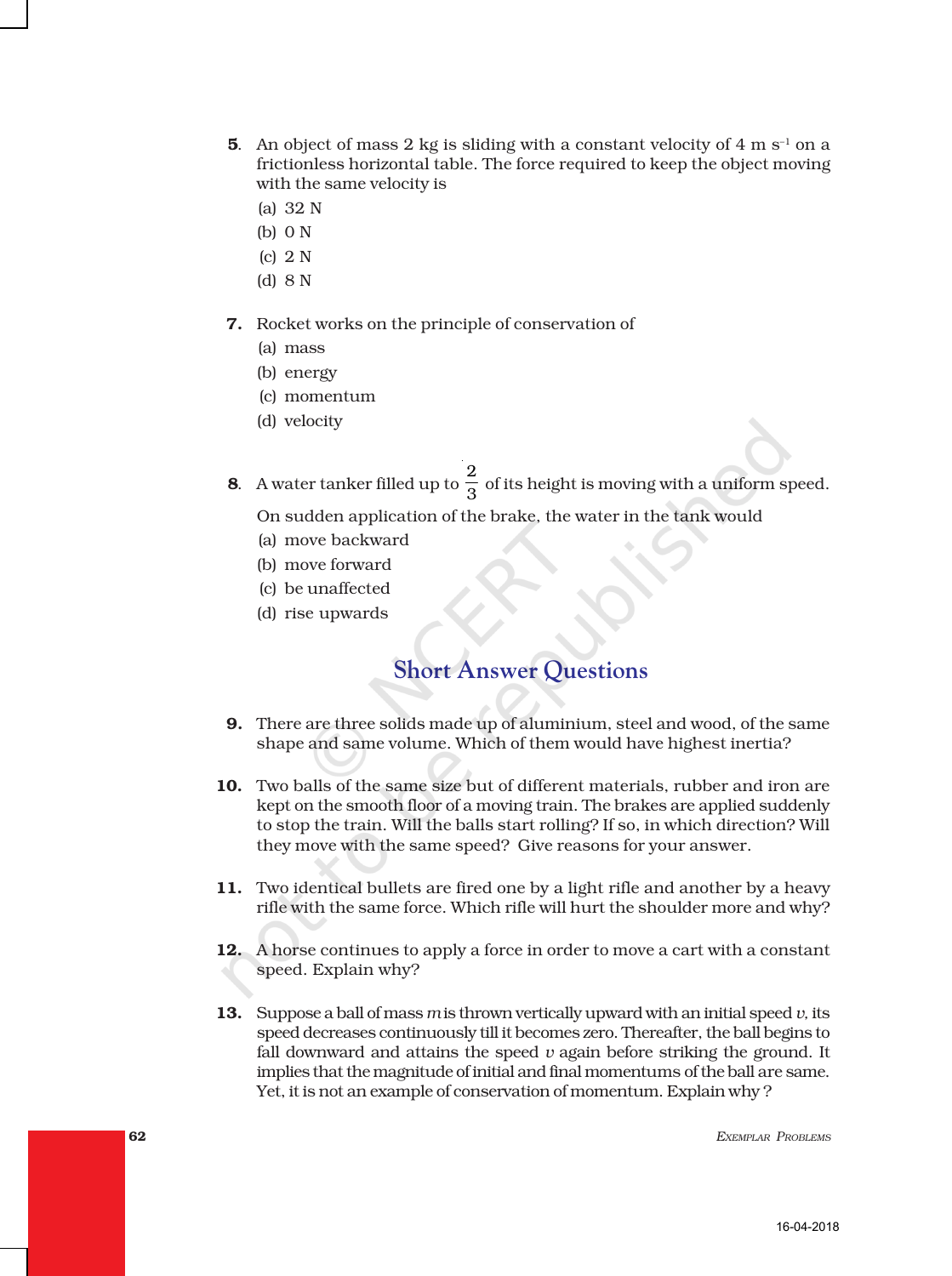5. An object of mass 2 kg is sliding with a constant velocity of 4 m $s^{-1}$ on a frictionless horizontal table. The force required to keep the object moving with the same velocity is
   (a) 32 N
   (b) 0 N
   (c) 2 N
   (d) 8 N

7. Rocket works on the principle of conservation of
   (a) mass
   (b) energy
   (c) momentum
   (d) velocity

8. A water tanker filled up to $\frac{2}{3}$ of its height is moving with a uniform speed. On sudden application of the brake, the water in the tank would
   (a) move backward
   (b) move forward
   (c) be unaffected
   (d) rise upwards

## Short Answer Questions

9. There are three solids made up of aluminium, steel and wood, of the same shape and same volume. Which of them would have highest inertia?

10. Two balls of the same size but of different materials, rubber and iron are kept on the smooth floor of a moving train. The brakes are applied suddenly to stop the train. Will the balls start rolling? If so, in which direction? Will they move with the same speed? Give reasons for your answer.

11. Two identical bullets are fired one by a light rifle and another by a heavy rifle with the same force. Which rifle will hurt the shoulder more and why?

12. A horse continues to apply a force in order to move a cart with a constant speed. Explain why?

13. Suppose a ball of mass $m$ is thrown vertically upward with an initial speed $v$, its speed decreases continuously till it becomes zero. Thereafter, the ball begins to fall downward and attains the speed $v$ again before striking the ground. It implies that the magnitude of initial and final momentums of the ball are same. Yet, it is not an example of conservation of momentum. Explain why ?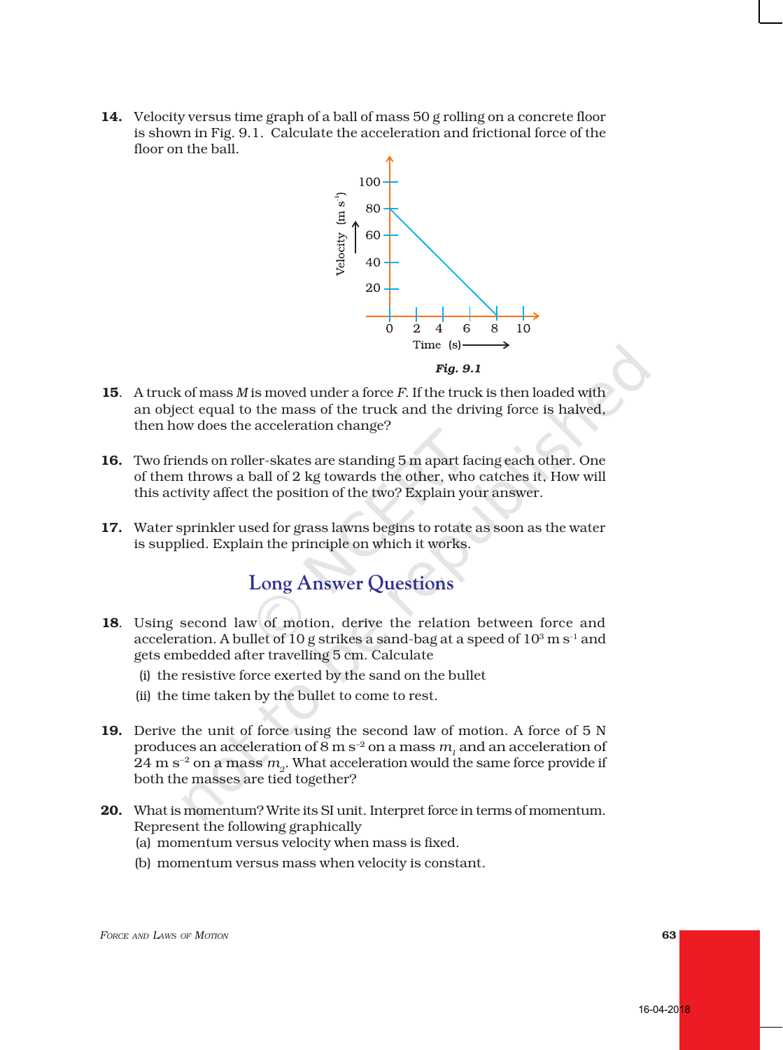**14.** Velocity versus time graph of a ball of mass 50 g rolling on a concrete floor is shown in Fig. 9.1. Calculate the acceleration and frictional force of the floor on the ball.

Velocity (m s$^{-1}$)
100
80
60
40
20
0
2
4
6
8
10
Time (s)

*Fig. 9.1*

**15**. A truck of mass *M* is moved under a force *F*. If the truck is then loaded with an object equal to the mass of the truck and the driving force is halved, then how does the acceleration change?

**16.** Two friends on roller-skates are standing 5 m apart facing each other. One of them throws a ball of 2 kg towards the other, who catches it, How will this activity affect the position of the two? Explain your answer.

**17.** Water sprinkler used for grass lawns begins to rotate as soon as the water is supplied. Explain the principle on which it works.

## Long Answer Questions

**18**. Using second law of motion, derive the relation between force and acceleration. A bullet of 10 g strikes a sand-bag at a speed of $10^3$ m s$^{-1}$ and gets embedded after travelling 5 cm. Calculate

(i) the resistive force exerted by the sand on the bullet

(ii) the time taken by the bullet to come to rest.

**19.** Derive the unit of force using the second law of motion. A force of 5 N produces an acceleration of 8 m s$^{-2}$ on a mass $m_1$ and an acceleration of 24 m s$^{-2}$ on a mass $m_2$. What acceleration would the same force provide if both the masses are tied together?

**20.** What is momentum? Write its SI unit. Interpret force in terms of momentum. Represent the following graphically

(a) momentum versus velocity when mass is fixed.

(b) momentum versus mass when velocity is constant.